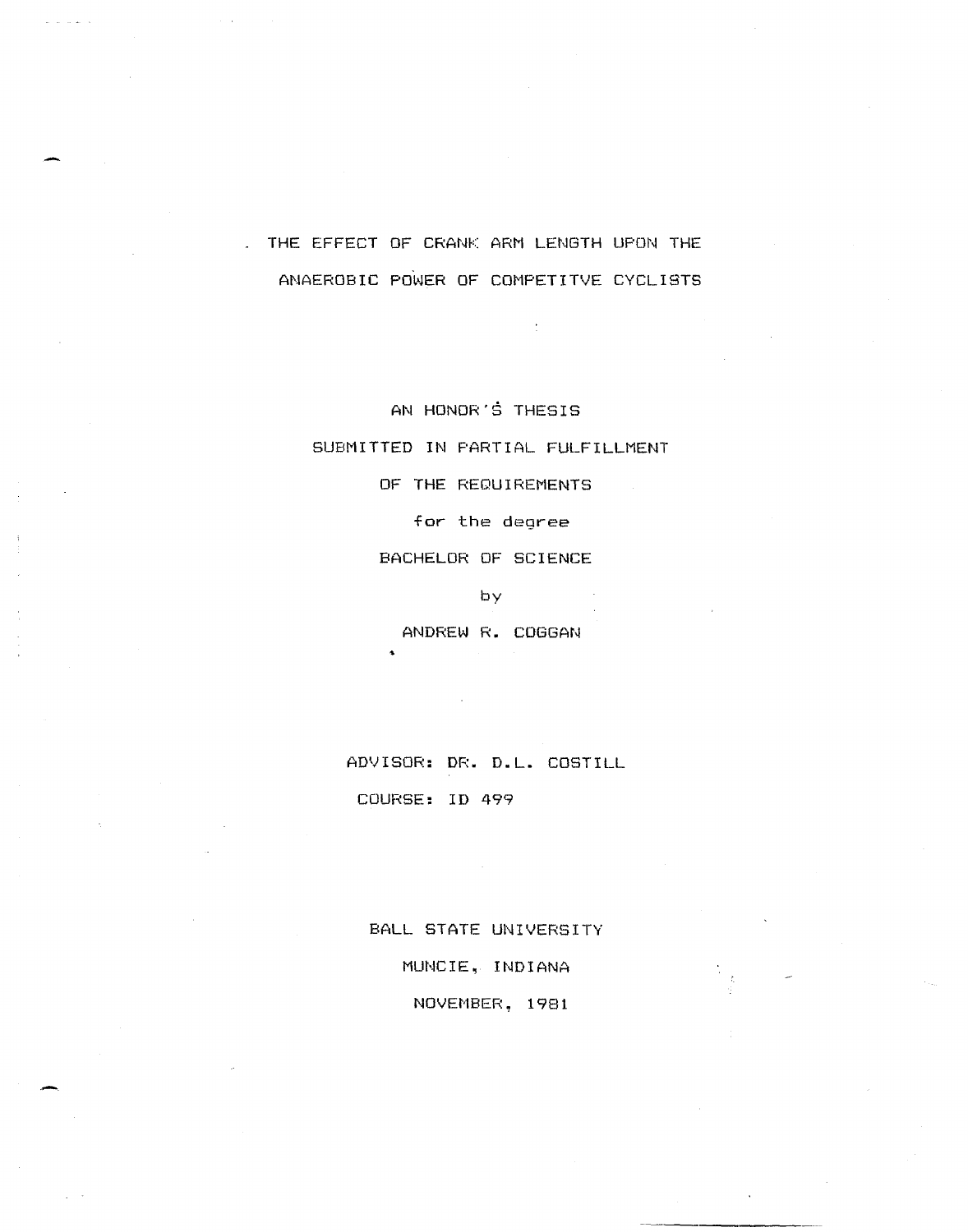# THE EFFECT OF CRANK ARM LENGTH UPON THE ANAEROBIC POWER OF COMPETITVE CYCLISTS

AN HONOR'S THESIS

SUBMITTED IN PARTIAL FULFILLMENT

OF THE REQUIREMENTS

for the degree

BACHELOR OF SCIENCE

by

ANDREW R. COGGAN

ADVISOR: DR. D.L. COSTILL

COURSE: ID 499

BALL STATE UNIVERSITY

MUNCIE, INDIANA

NOVEMBER, 1981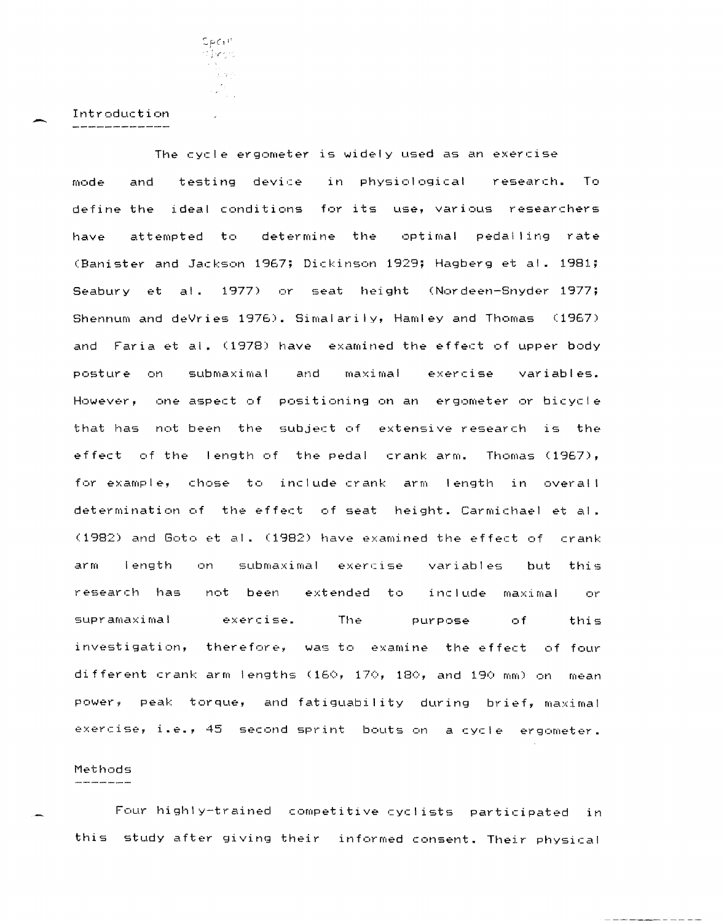## Introduction

The cycle ergometer is widely used as an exercise mode and testing device in physiological research. To define the ideal conditions for its use, various researchers have attempted to determine the optimal pedalling rate (Banister and Jackson 1967; Dickinson 1929; Hagberg et al. 1981; Seabury et al. 1977) or seat height (Nordeen-Snyder 1977; Shennum and deVries 1976). Simalarily, Hamley and Thomas (1967) and Faria et al. (1978) have examined the effect of upper body posture on submaximal and maximal exercise variables. However, one aspect of positioning on an ergometer or bicycle that has not been the subject of extensive research is the effect of the length of the pedal crank arm. Thomas (1967), for example, chose to include crank arm length in overall determination of the effect of seat height. Carmichael et al. (1982) and Goto et al. (1982) have examined the effect of crank arm length on submaximal exercise variables but this research has not been extended to include maximal or supramaximal exercise. The purpose of this investigation, therefore, was to examine the effect of four different crank arm lengths (160, 170, 180, and 190 mm) on mean power, peak torque, and fatiguability during brief, maximal exercise, i.e., 45 second sprint bouts on a cycle ergometer.

## Methods

Four highly-trained competitive cyclists participated in this study after giving their informed consent. Their physical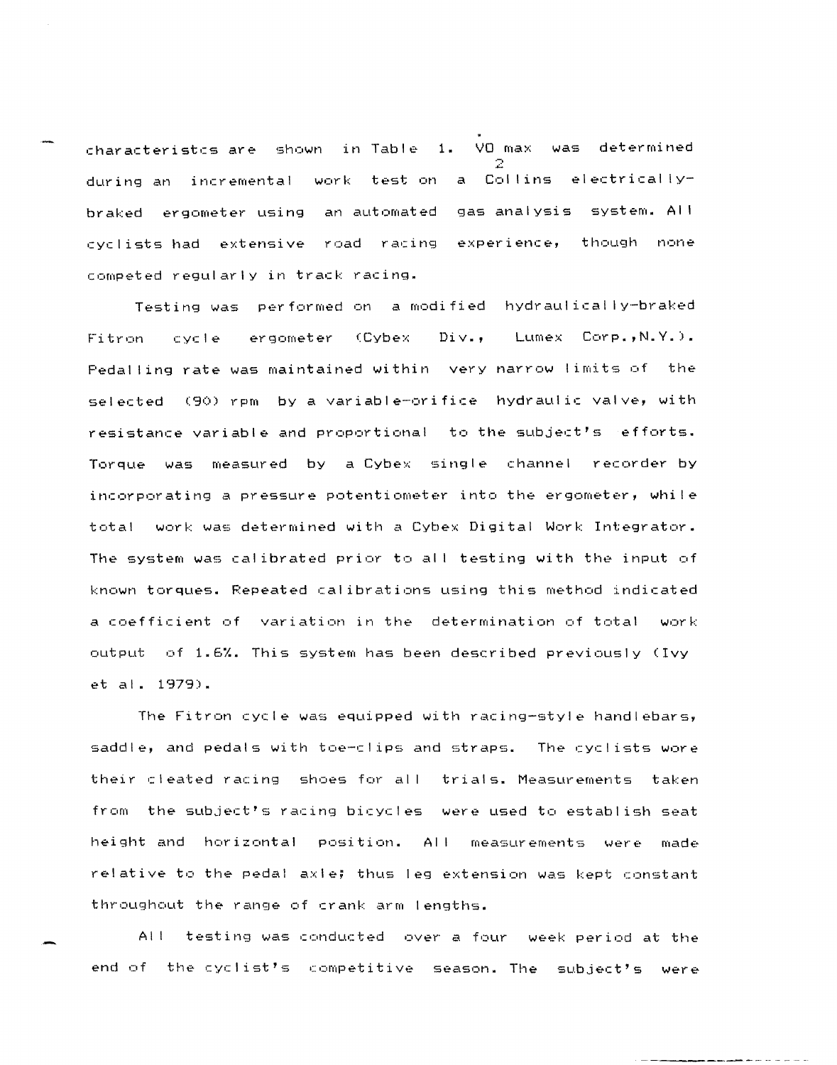characteristcs are shown in Table 1. $\dot{V}O_2$ max was determined during an incremental work test on a Collins electrically-braked ergometer using an automated gas analysis system. All cyclists had extensive road racing experience, though none competed regularly in track racing.

Testing was performed on a modified hydraulically-braked Fitron cycle ergometer (Cybex Div., Lumex Corp.,N.Y.). Pedalling rate was maintained within very narrow limits of the selected (90) rpm by a variable-orifice hydraulic valve, with resistance variable and proportional to the subject's efforts. Torque was measured by a Cybex single channel recorder by incorporating a pressure potentiometer into the ergometer, while total work was determined with a Cybex Digital Work Integrator. The system was calibrated prior to all testing with the input of known torques. Repeated calibrations using this method indicated a coefficient of variation in the determination of total work output of 1.6%. This system has been described previously (Ivy et al. 1979).

The Fitron cycle was equipped with racing-style handlebars, saddle, and pedals with toe-clips and straps. The cyclists wore their cleated racing shoes for all trials. Measurements taken from the subject's racing bicycles were used to establish seat height and horizontal position. All measurements were made relative to the pedal axle; thus leg extension was kept constant throughout the range of crank arm lengths.

All testing was conducted over a four week period at the end of the cyclist's competitive season. The subject's were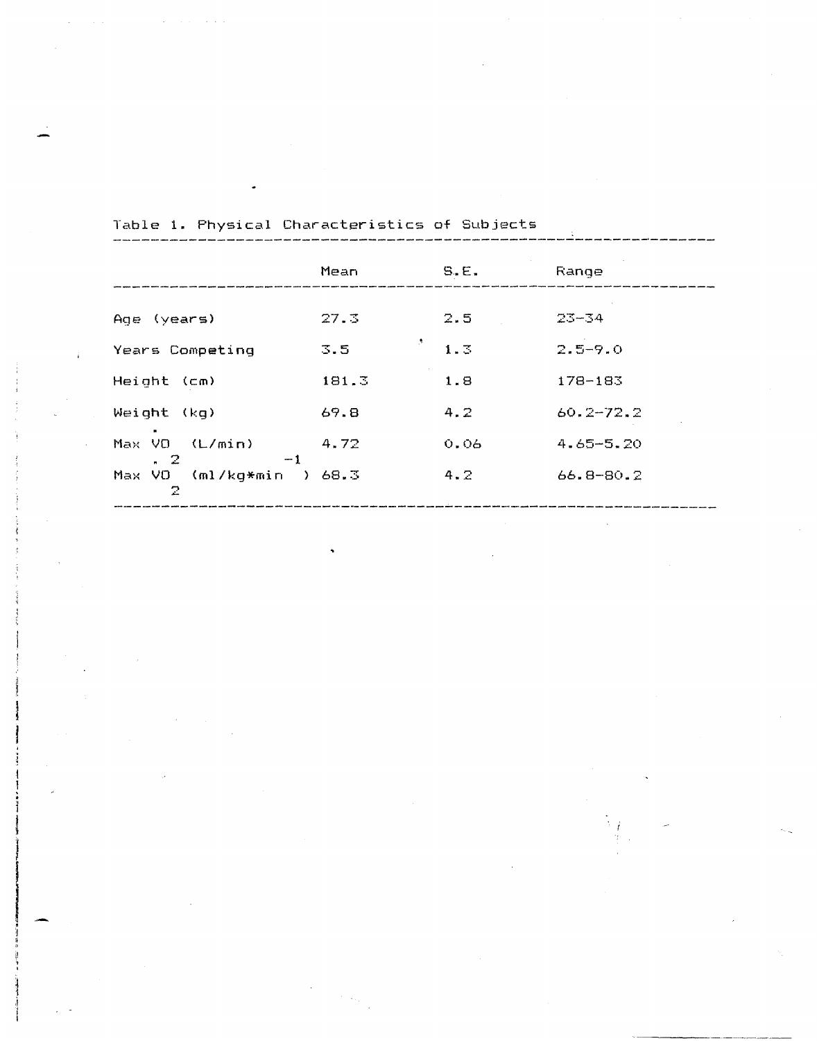Table 1. Physical Characteristics of Subjects

| | Mean | S.E. | Range |
|---|---|---|---|
| Age (years) | 27.3 | 2.5 | 23–34 |
| Years Competing | 3.5 | 1.3 | 2.5–9.0 |
| Height (cm) | 181.3 | 1.8 | 178–183 |
| Weight (kg) | 69.8 | 4.2 | 60.2–72.2 |
| Max $\dot{V}O_2$ (L/min) | 4.72 | 0.06 | 4.65–5.20 |
| Max $\dot{V}O_2$ (ml/kg*min$^{-1}$) | 68.3 | 4.2 | 66.8–80.2 |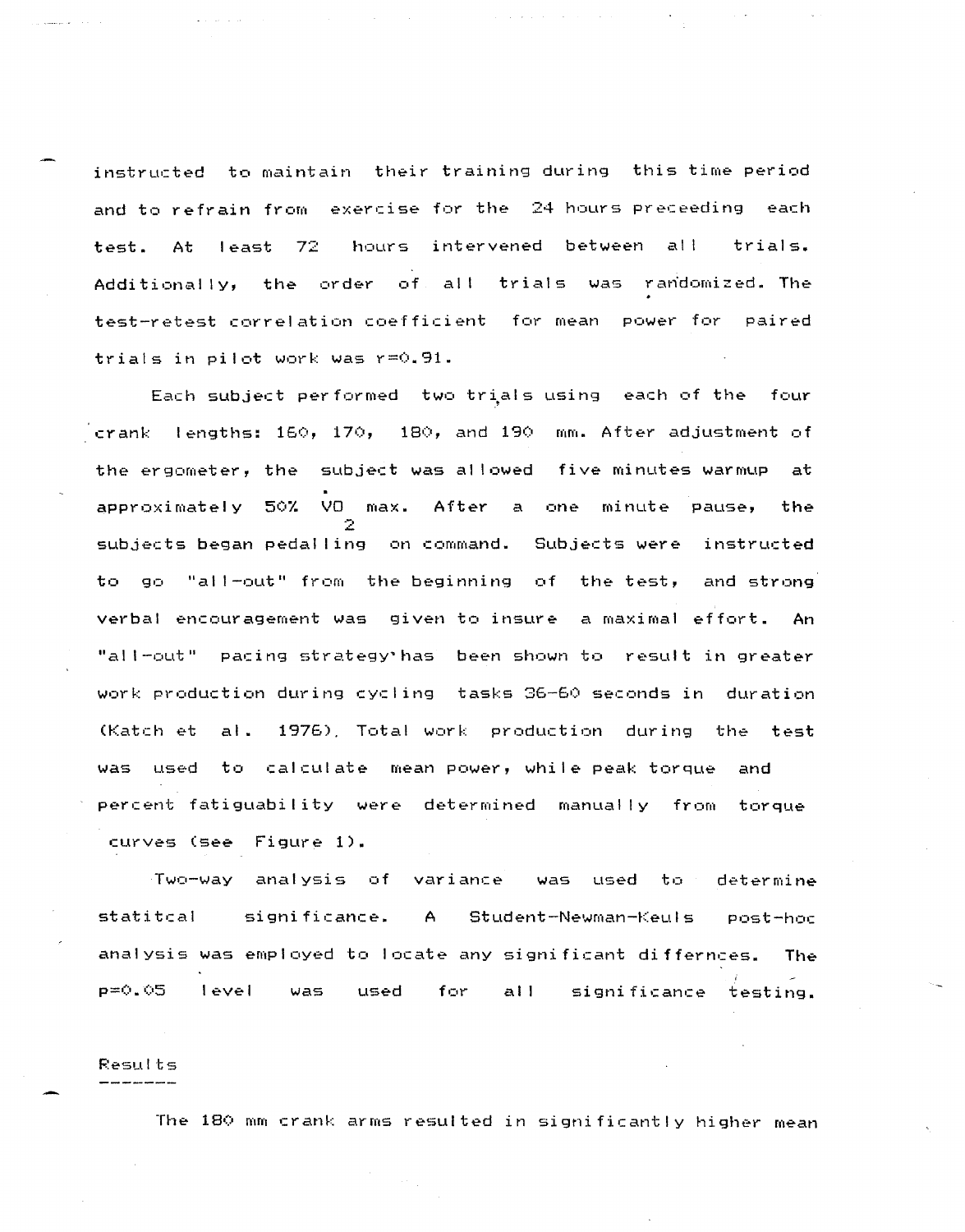instructed to maintain their training during this time period and to refrain from exercise for the 24 hours preceeding each test. At least 72 hours intervened between all trials. Additionally, the order of all trials was randomized. The test-retest correlation coefficient for mean power for paired trials in pilot work was r=0.91.

Each subject performed two trials using each of the four crank lengths: 160, 170, 180, and 190 mm. After adjustment of the ergometer, the subject was allowed five minutes warmup at approximately 50% $\dot{V}O_2$ max. After a one minute pause, the subjects began pedalling on command. Subjects were instructed to go "all-out" from the beginning of the test, and strong verbal encouragement was given to insure a maximal effort. An "all-out" pacing strategy has been shown to result in greater work production during cycling tasks 36-60 seconds in duration (Katch et al. 1976). Total work production during the test was used to calculate mean power, while peak torque and percent fatiguability were determined manually from torque curves (see Figure 1).

Two-way analysis of variance was used to determine statitcal significance. A Student-Newman-Keuls post-hoc analysis was employed to locate any significant differnces. The p=0.05 level was used for all significance testing.

## Results

The 180 mm crank arms resulted in significantly higher mean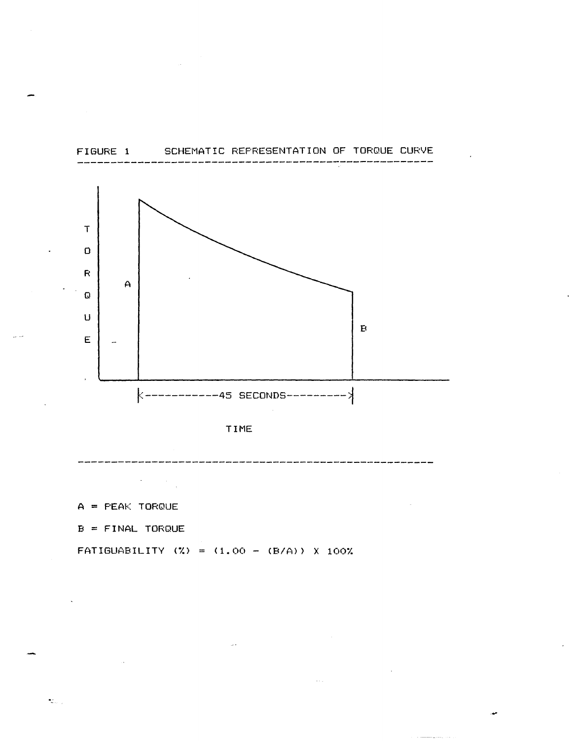FIGURE 1 SCHEMATIC REPRESENTATION OF TORQUE CURVE

A = PEAK TORQUE

B = FINAL TORQUE

FATIGUABILITY (%) = (1.00 − (B/A)) X 100%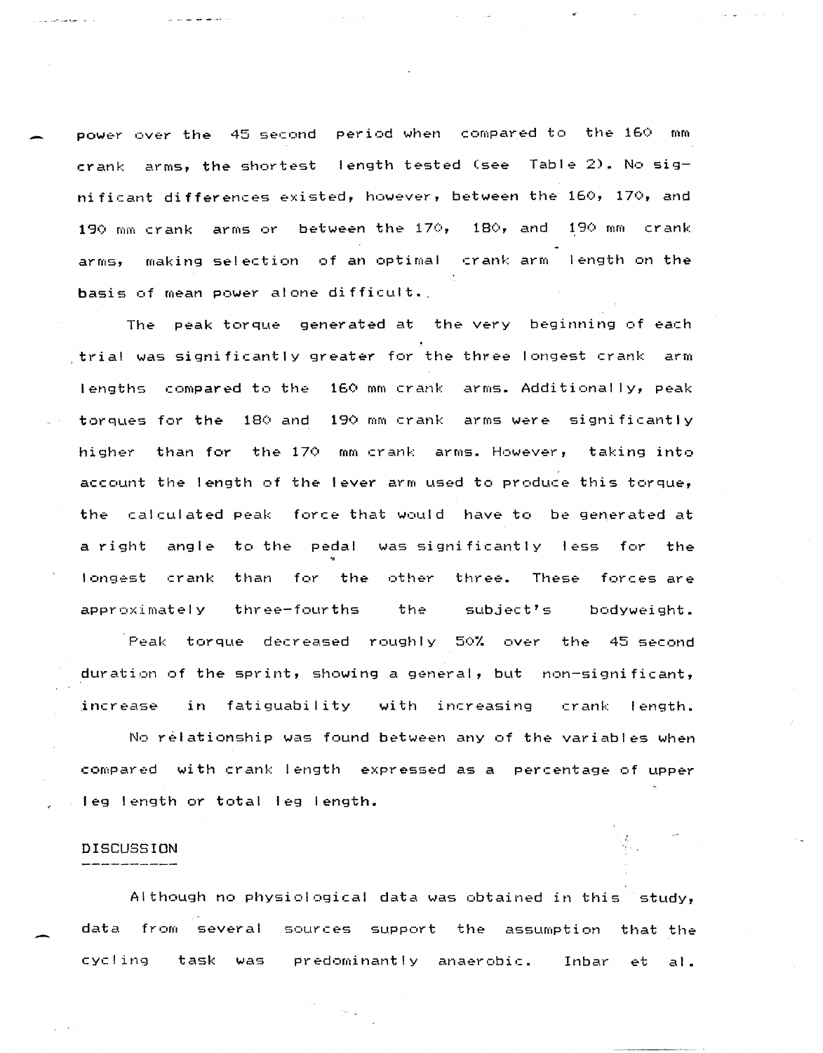power over the 45 second period when compared to the 160 mm crank arms, the shortest length tested (see Table 2). No significant differences existed, however, between the 160, 170, and 190 mm crank arms or between the 170, 180, and 190 mm crank arms, making selection of an optimal crank arm length on the basis of mean power alone difficult.

The peak torque generated at the very beginning of each trial was significantly greater for the three longest crank arm lengths compared to the 160 mm crank arms. Additionally, peak torques for the 180 and 190 mm crank arms were significantly higher than for the 170 mm crank arms. However, taking into account the length of the lever arm used to produce this torque, the calculated peak force that would have to be generated at a right angle to the pedal was significantly less for the longest crank than for the other three. These forces are approximately three-fourths the subject's bodyweight.

Peak torque decreased roughly 50% over the 45 second duration of the sprint, showing a general, but non-significant, increase in fatiguability with increasing crank length.

No relationship was found between any of the variables when compared with crank length expressed as a percentage of upper leg length or total leg length.

## DISCUSSION

Although no physiological data was obtained in this study, data from several sources support the assumption that the cycling task was predominantly anaerobic. Inbar et al.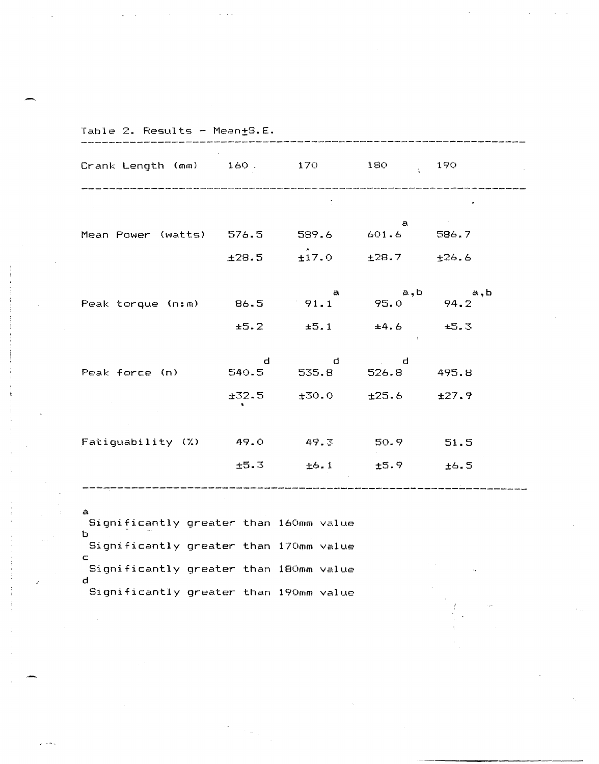Table 2. Results - Mean±S.E.

| Crank Length (mm) | 160 | 170 | 180 | 190 |
|---|---|---|---|---|
| Mean Power (watts) | 576.5 | 589.6 | 601.6 [a] | 586.7 |
| | ±28.5 | ±17.0 | ±28.7 | ±26.6 |
| Peak torque (n:m) | 86.5 | 91.1 [a] | 95.0 [a,b] | 94.2 [a,b] |
| | ±5.2 | ±5.1 | ±4.6 | ±5.3 |
| Peak force (n) | 540.5 [d] | 535.8 [d] | 526.8 [d] | 495.8 |
| | ±32.5 | ±30.0 | ±25.6 | ±27.9 |
| Fatiguability (%) | 49.0 | 49.3 | 50.9 | 51.5 |
| | ±5.3 | ±6.1 | ±5.9 | ±6.5 |

[a] Significantly greater than 160mm value  
[b] Significantly greater than 170mm value  
[c] Significantly greater than 180mm value  
[d] Significantly greater than 190mm value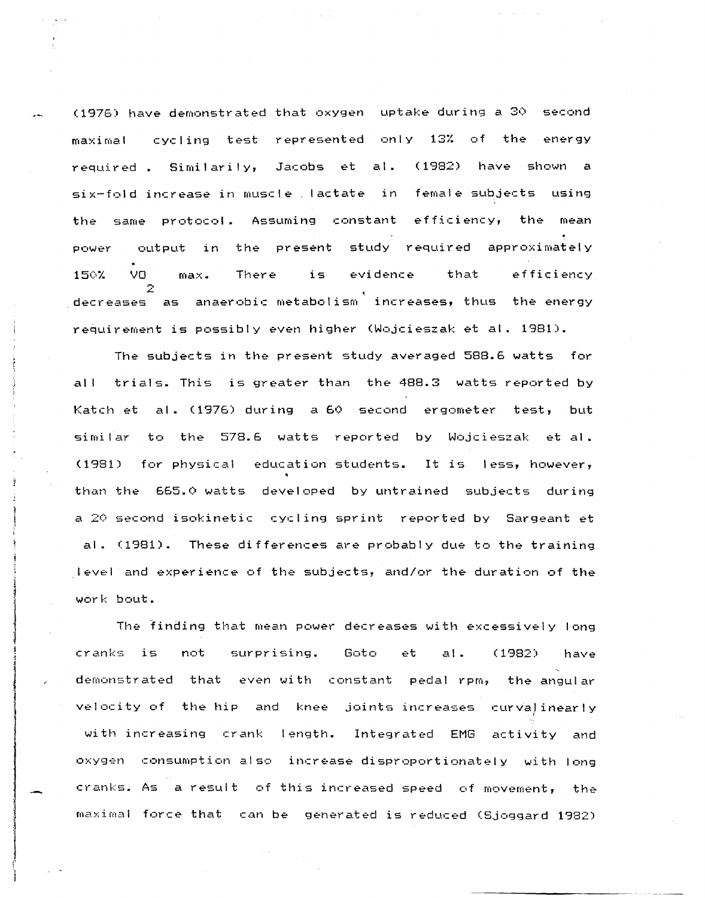(1976) have demonstrated that oxygen uptake during a 30 second maximal cycling test represented only 13% of the energy required . Similarily, Jacobs et al. (1982) have shown a six-fold increase in muscle lactate in female subjects using the same protocol. Assuming constant efficiency, the mean power output in the present study required approximately 150% $\dot{V}O_2$ max. There is evidence that efficiency decreases as anaerobic metabolism increases, thus the energy requirement is possibly even higher (Wojcieszak et al. 1981).

The subjects in the present study averaged 588.6 watts for all trials. This is greater than the 488.3 watts reported by Katch et al. (1976) during a 60 second ergometer test, but similar to the 578.6 watts reported by Wojcieszak et al. (1981) for physical education students. It is less, however, than the 665.0 watts developed by untrained subjects during a 20 second isokinetic cycling sprint reported by Sargeant et al. (1981). These differences are probably due to the training level and experience of the subjects, and/or the duration of the work bout.

The finding that mean power decreases with excessively long cranks is not surprising. Goto et al. (1982) have demonstrated that even with constant pedal rpm, the angular velocity of the hip and knee joints increases curvalinearly with increasing crank length. Integrated EMG activity and oxygen consumption also increase disproportionately with long cranks. As a result of this increased speed of movement, the maximal force that can be generated is reduced (Sjoggard 1982)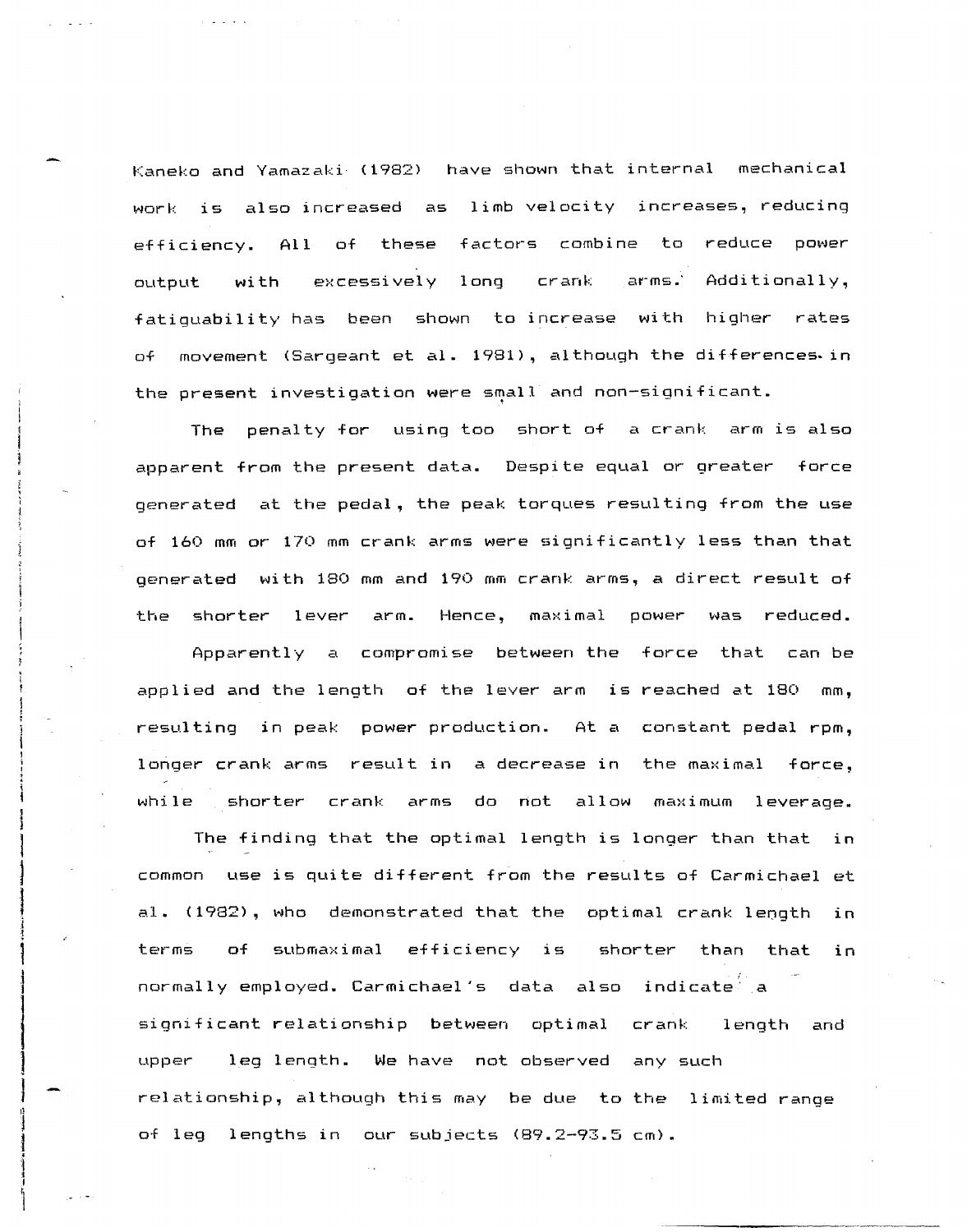Kaneko and Yamazaki (1982) have shown that internal mechanical work is also increased as limb velocity increases, reducing efficiency. All of these factors combine to reduce power output with excessively long crank arms. Additionally, fatiguability has been shown to increase with higher rates of movement (Sargeant et al. 1981), although the differences in the present investigation were small and non-significant.

The penalty for using too short of a crank arm is also apparent from the present data. Despite equal or greater force generated at the pedal, the peak torques resulting from the use of 160 mm or 170 mm crank arms were significantly less than that generated with 180 mm and 190 mm crank arms, a direct result of the shorter lever arm. Hence, maximal power was reduced.

Apparently a compromise between the force that can be applied and the length of the lever arm is reached at 180 mm, resulting in peak power production. At a constant pedal rpm, longer crank arms result in a decrease in the maximal force, while shorter crank arms do not allow maximum leverage.

The finding that the optimal length is longer than that in common use is quite different from the results of Carmichael et al. (1982), who demonstrated that the optimal crank length in terms of submaximal efficiency is shorter than that in normally employed. Carmichael's data also indicate a significant relationship between optimal crank length and upper leg length. We have not observed any such relationship, although this may be due to the limited range of leg lengths in our subjects (89.2-93.5 cm).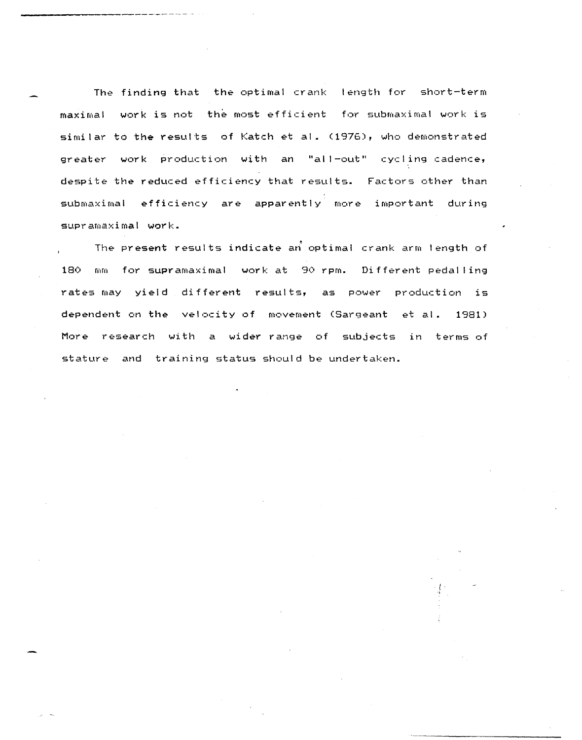The finding that the optimal crank length for short-term maximal work is not the most efficient for submaximal work is similar to the results of Katch et al. (1976), who demonstrated greater work production with an "all-out" cycling cadence, despite the reduced efficiency that results. Factors other than submaximal efficiency are apparently more important during supramaximal work.

The present results indicate an optimal crank arm length of 180 mm for supramaximal work at 90 rpm. Different pedalling rates may yield different results, as power production is dependent on the velocity of movement (Sargeant et al. 1981) More research with a wider range of subjects in terms of stature and training status should be undertaken.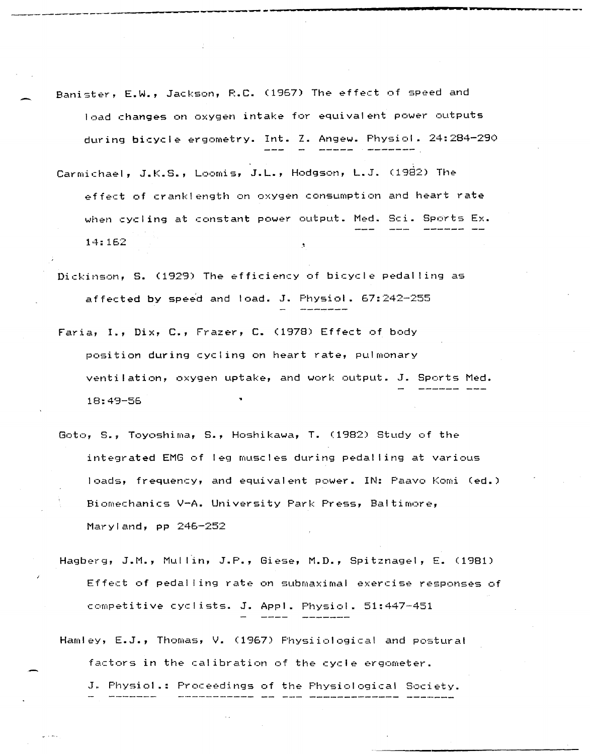Banister, E.W., Jackson, R.C. (1967) The effect of speed and load changes on oxygen intake for equivalent power outputs during bicycle ergometry. Int. Z. Angew. Physiol. 24:284-290

Carmichael, J.K.S., Loomis, J.L., Hodgson, L.J. (1982) The effect of cranklength on oxygen consumption and heart rate when cycling at constant power output. Med. Sci. Sports Ex. 14:162

Dickinson, S. (1929) The efficiency of bicycle pedalling as affected by speed and load. J. Physiol. 67:242-255

Faria, I., Dix, C., Frazer, C. (1978) Effect of body position during cycling on heart rate, pulmonary ventilation, oxygen uptake, and work output. J. Sports Med. 18:49-56

Goto, S., Toyoshima, S., Hoshikawa, T. (1982) Study of the integrated EMG of leg muscles during pedalling at various loads, frequency, and equivalent power. IN: Paavo Komi (ed.) Biomechanics V-A. University Park Press, Baltimore, Maryland, pp 246-252

Hagberg, J.M., Mullin, J.P., Giese, M.D., Spitznagel, E. (1981) Effect of pedalling rate on submaximal exercise responses of competitive cyclists. J. Appl. Physiol. 51:447-451

Hamley, E.J., Thomas, V. (1967) Physiiological and postural factors in the calibration of the cycle ergometer. J. Physiol.: Proceedings of the Physiological Society.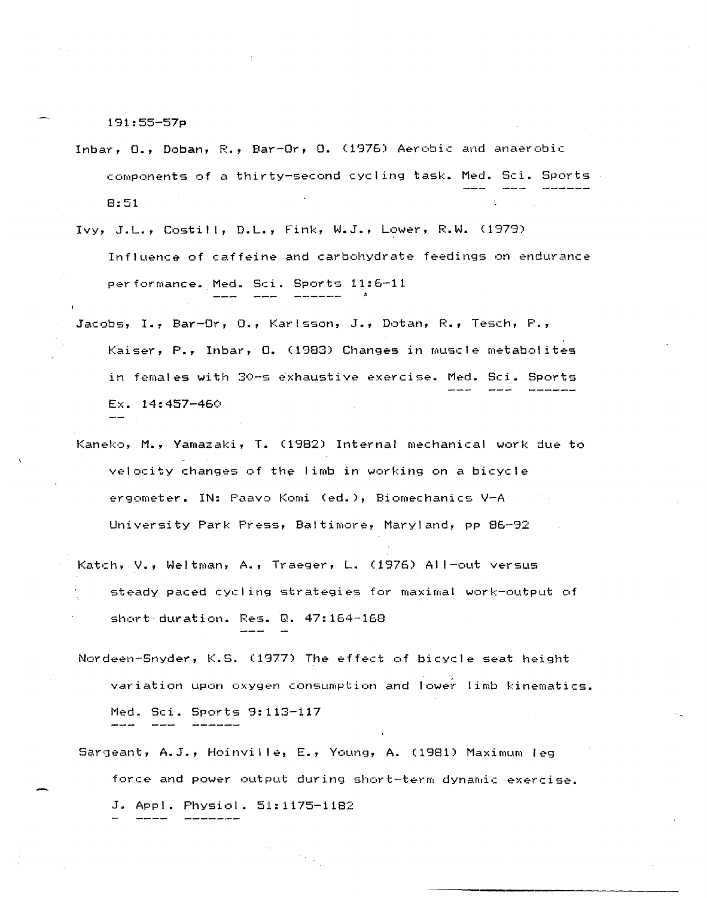191:55-57p

Inbar, O., Doban, R., Bar-Or, O. (1976) Aerobic and anaerobic components of a thirty-second cycling task. _Med. Sci. Sports_ 8:51

Ivy, J.L., Costill, D.L., Fink, W.J., Lower, R.W. (1979) Influence of caffeine and carbohydrate feedings on endurance performance. _Med. Sci. Sports_ 11:6-11

Jacobs, I., Bar-Or, O., Karlsson, J., Dotan, R., Tesch, P., Kaiser, P., Inbar, O. (1983) Changes in muscle metabolites in females with 30-s exhaustive exercise. _Med. Sci. Sports Ex._ 14:457-460

Kaneko, M., Yamazaki, T. (1982) Internal mechanical work due to velocity changes of the limb in working on a bicycle ergometer. IN: Paavo Komi (ed.), Biomechanics V-A University Park Press, Baltimore, Maryland, pp 86-92

Katch, V., Weltman, A., Traeger, L. (1976) All-out versus steady paced cycling strategies for maximal work-output of short duration. _Res. Q._ 47:164-168

Nordeen-Snyder, K.S. (1977) The effect of bicycle seat height variation upon oxygen consumption and lower limb kinematics. _Med. Sci. Sports_ 9:113-117

Sargeant, A.J., Hoinville, E., Young, A. (1981) Maximum leg force and power output during short-term dynamic exercise. _J. Appl. Physiol._ 51:1175-1182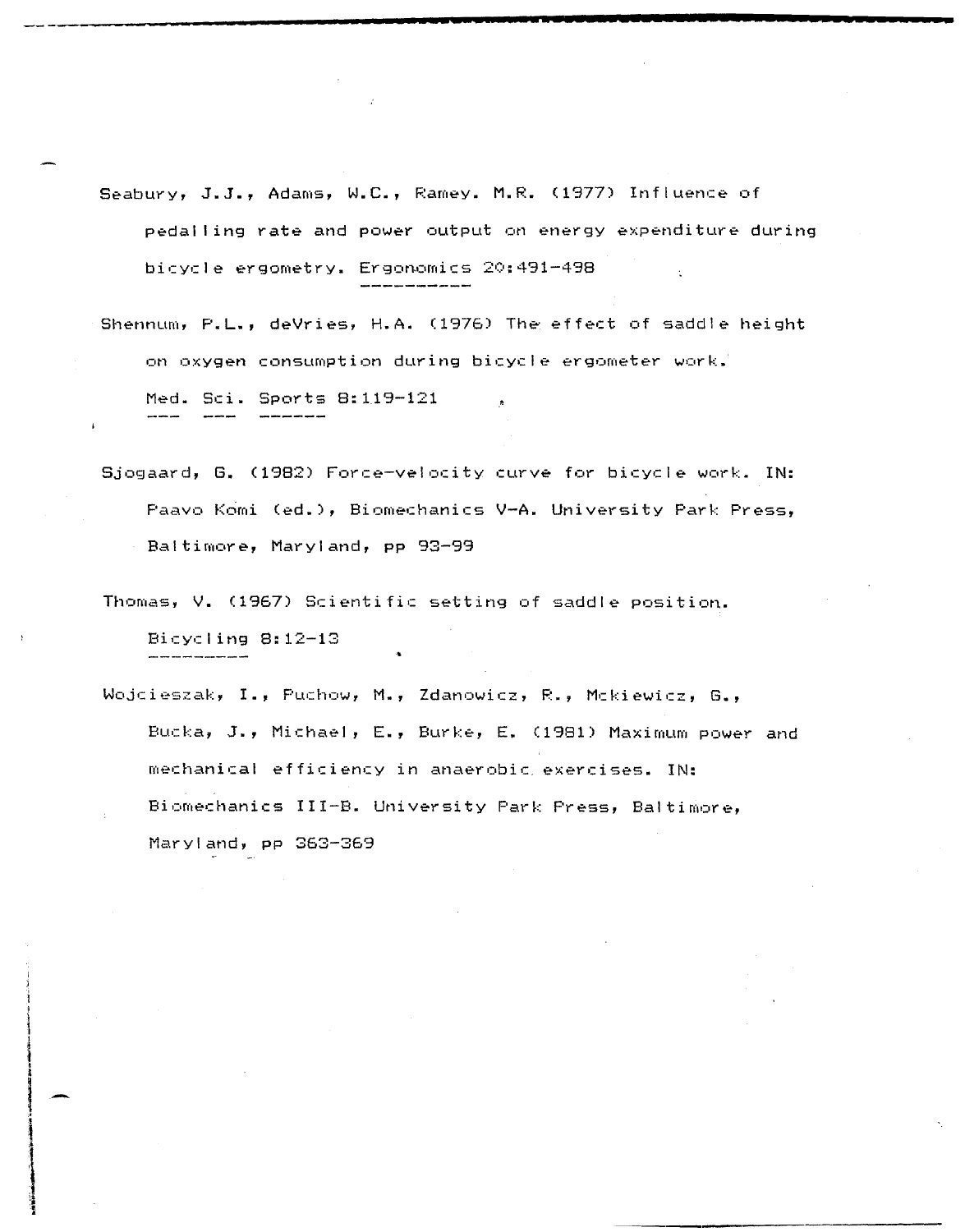Seabury, J.J., Adams, W.C., Ramey. M.R. (1977) Influence of pedalling rate and power output on energy expenditure during bicycle ergometry. _Ergonomics_ 20:491-498

Shennum, P.L., deVries, H.A. (1976) The effect of saddle height on oxygen consumption during bicycle ergometer work. _Med. Sci. Sports_ 8:119-121

Sjogaard, G. (1982) Force-velocity curve for bicycle work. IN: Paavo Komi (ed.), Biomechanics V-A. University Park Press, Baltimore, Maryland, pp 93-99

Thomas, V. (1967) Scientific setting of saddle position. _Bicycling_ 8:12-13

Wojcieszak, I., Puchow, M., Zdanowicz, R., Mckiewicz, G., Bucka, J., Michael, E., Burke, E. (1981) Maximum power and mechanical efficiency in anaerobic exercises. IN: Biomechanics III-B. University Park Press, Baltimore, Maryland, pp 363-369